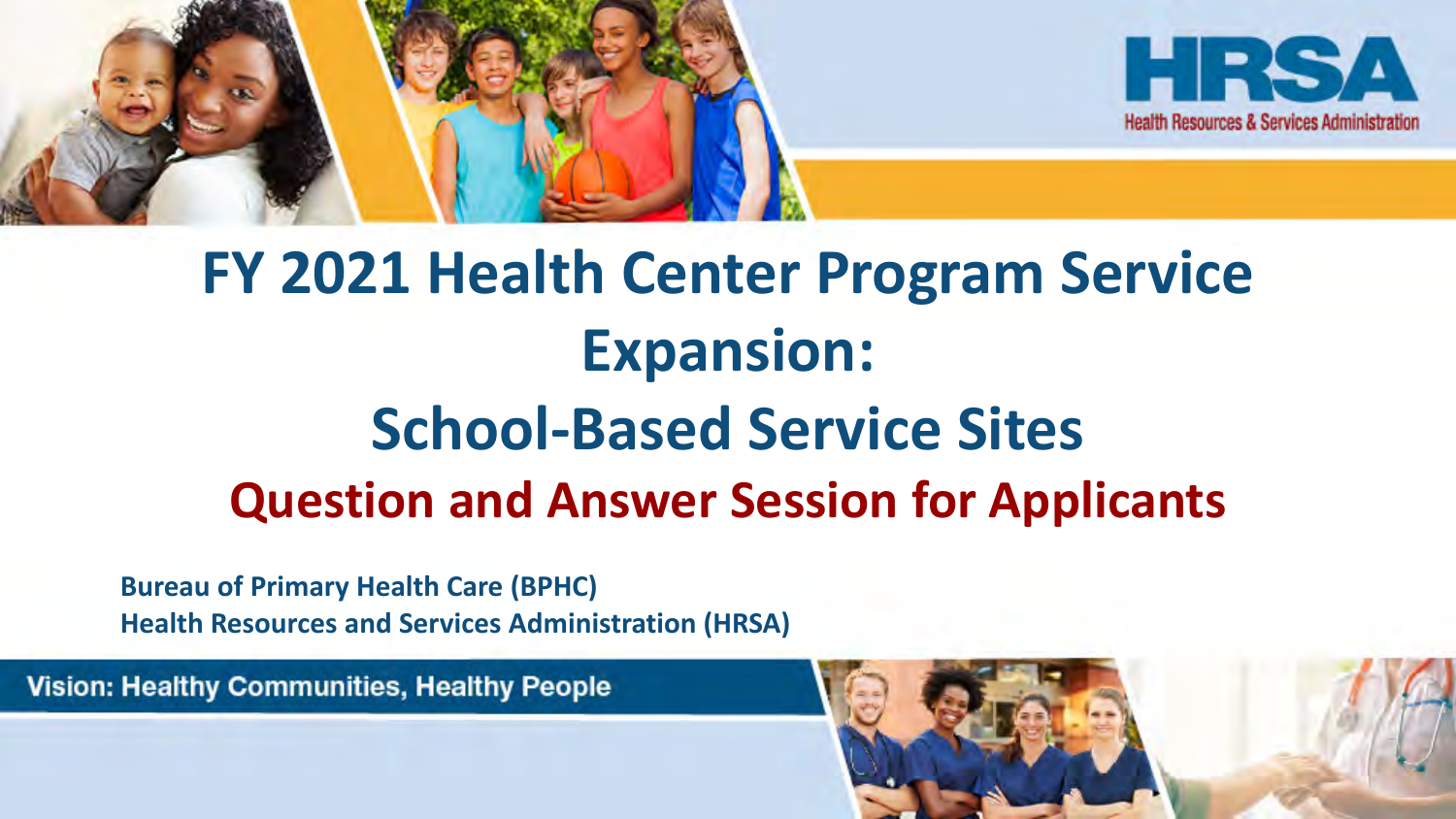HRSA

Health Resources & Services Administration

# FY 2021 Health Center Program Service Expansion: School-Based Service Sites

## Question and Answer Session for Applicants

**Bureau of Primary Health Care (BPHC)**
**Health Resources and Services Administration (HRSA)**

Vision: Healthy Communities, Healthy People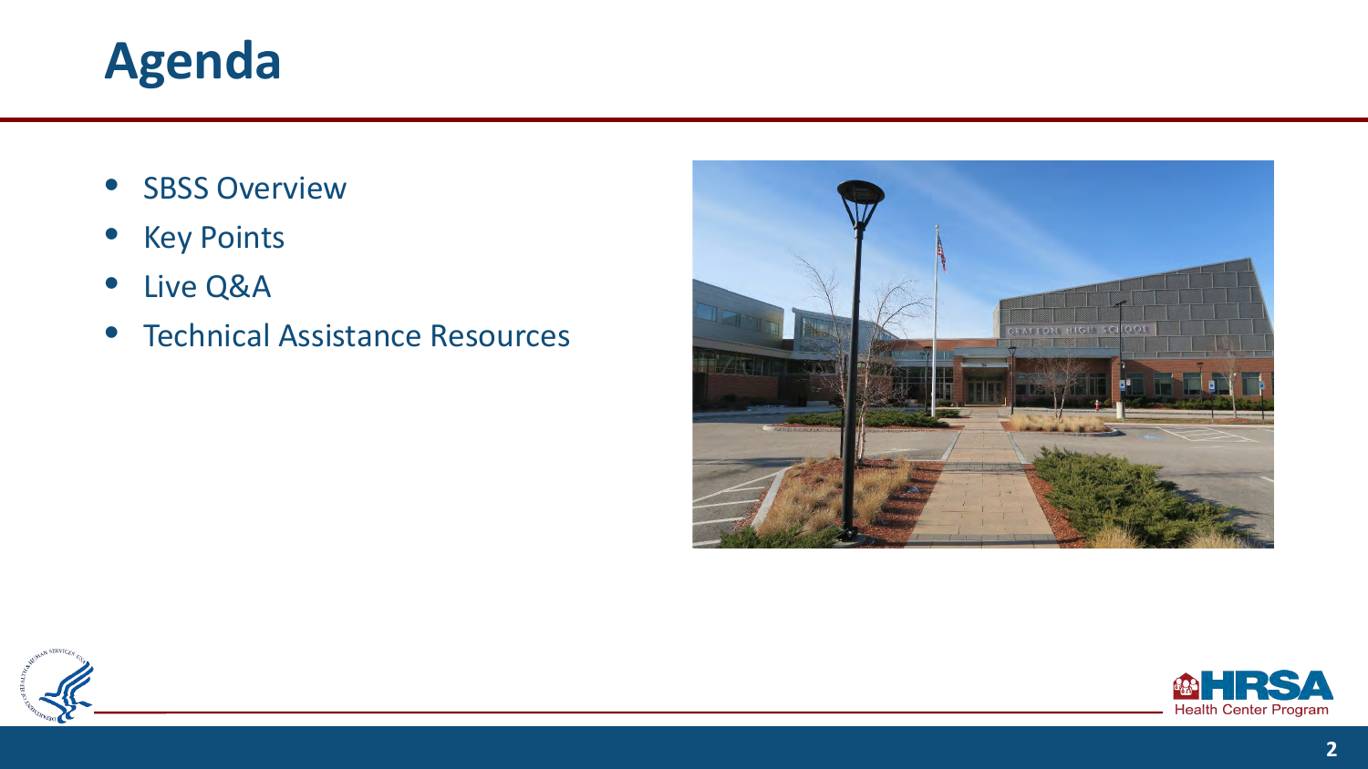# Agenda

- SBSS Overview
- Key Points
- Live Q&A
- Technical Assistance Resources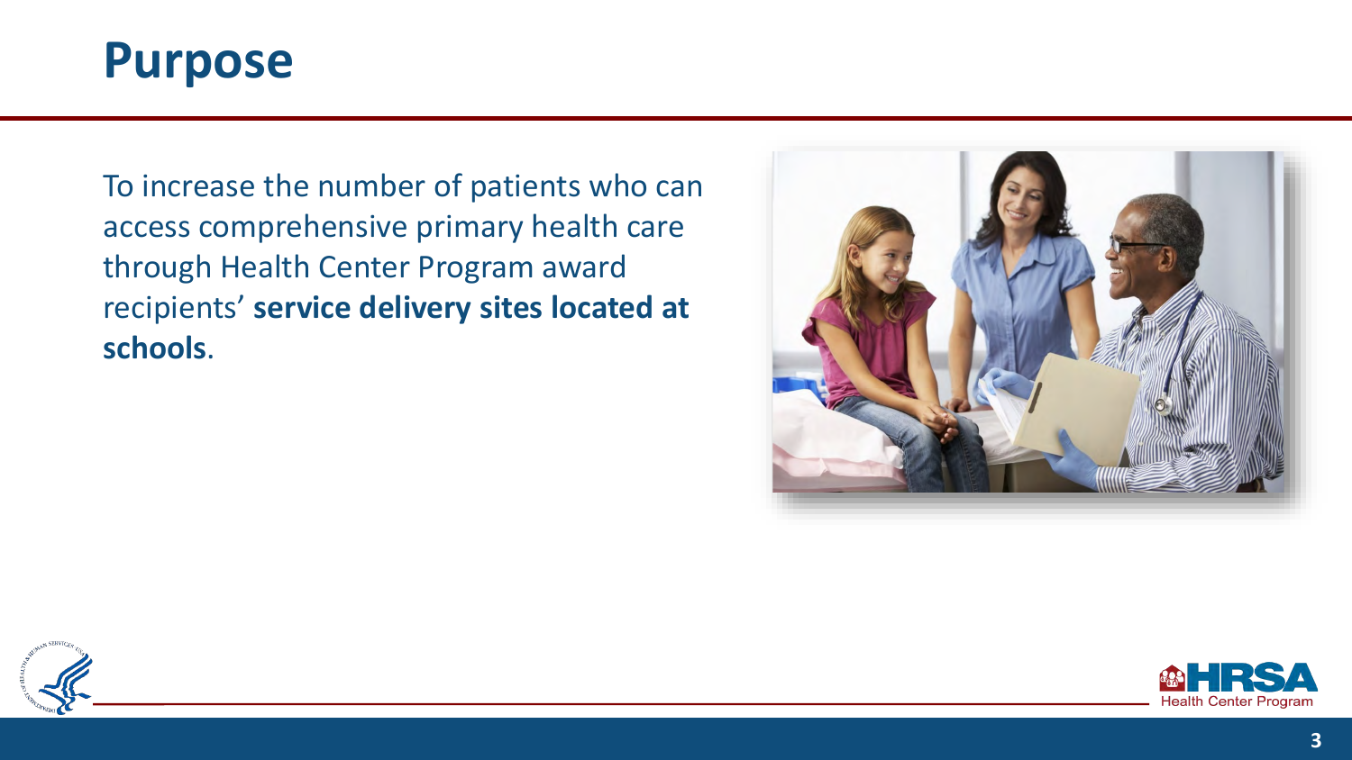# Purpose

To increase the number of patients who can access comprehensive primary health care through Health Center Program award recipients' **service delivery sites located at schools**.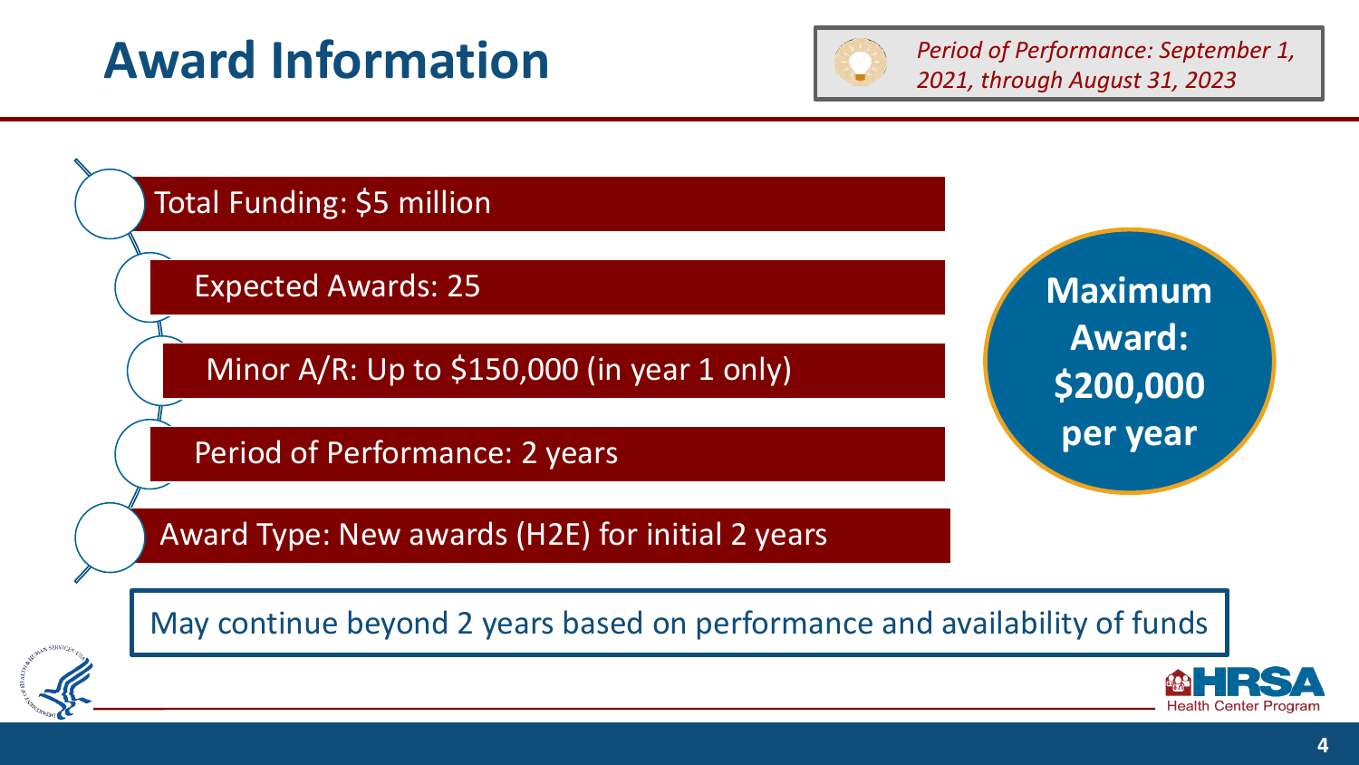# Award Information

*Period of Performance: September 1, 2021, through August 31, 2023*

- Total Funding: $5 million
- Expected Awards: 25
- Minor A/R: Up to $150,000 (in year 1 only)
- Period of Performance: 2 years
- Award Type: New awards (H2E) for initial 2 years

**Maximum Award: $200,000 per year**

May continue beyond 2 years based on performance and availability of funds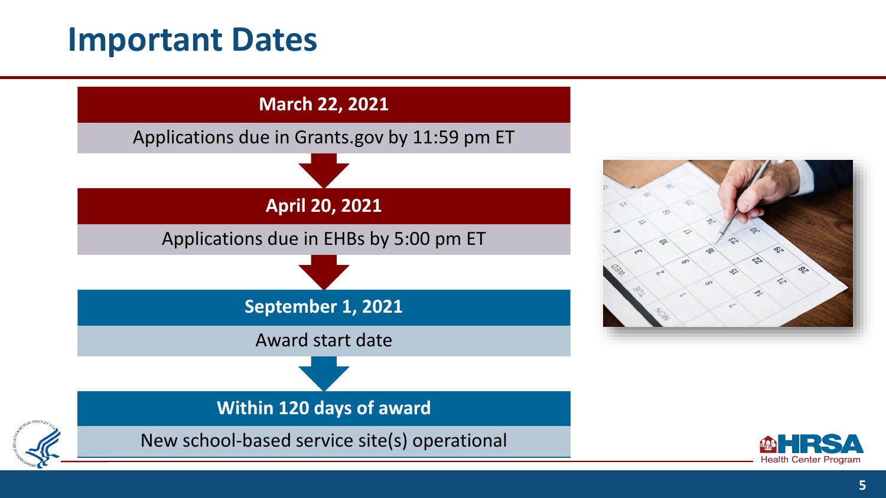# Important Dates

**March 22, 2021**

Applications due in Grants.gov by 11:59 pm ET

**April 20, 2021**

Applications due in EHBs by 5:00 pm ET

**September 1, 2021**

Award start date

**Within 120 days of award**

New school-based service site(s) operational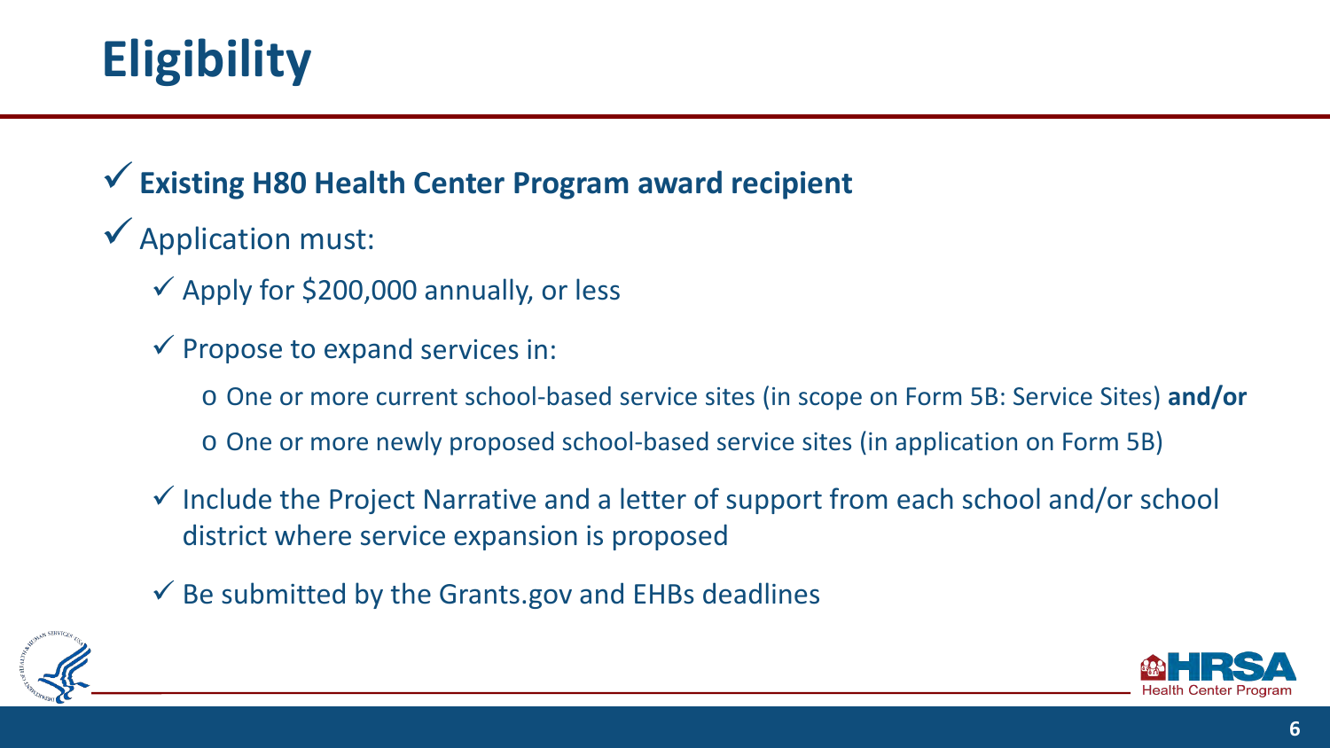# Eligibility

- ✓ **Existing H80 Health Center Program award recipient**
- ✓ Application must:
  - ✓ Apply for $200,000 annually, or less
  - ✓ Propose to expand services in:
    - One or more current school-based service sites (in scope on Form 5B: Service Sites) **and/or**
    - One or more newly proposed school-based service sites (in application on Form 5B)
  - ✓ Include the Project Narrative and a letter of support from each school and/or school district where service expansion is proposed
  - ✓ Be submitted by the Grants.gov and EHBs deadlines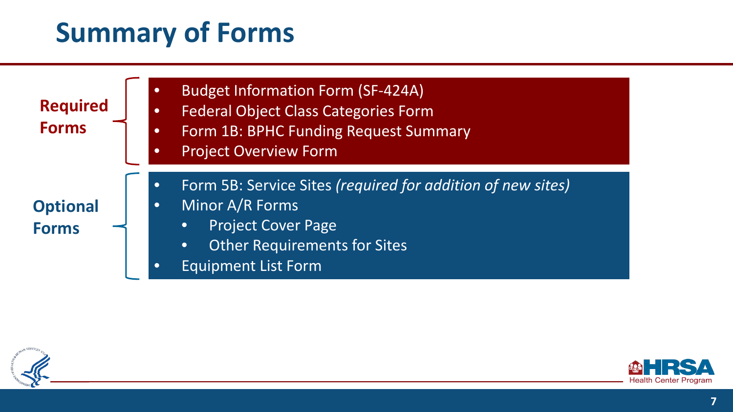# Summary of Forms

**Required Forms**

- Budget Information Form (SF-424A)
- Federal Object Class Categories Form
- Form 1B: BPHC Funding Request Summary
- Project Overview Form

**Optional Forms**

- Form 5B: Service Sites *(required for addition of new sites)*
- Minor A/R Forms
  - Project Cover Page
  - Other Requirements for Sites
- Equipment List Form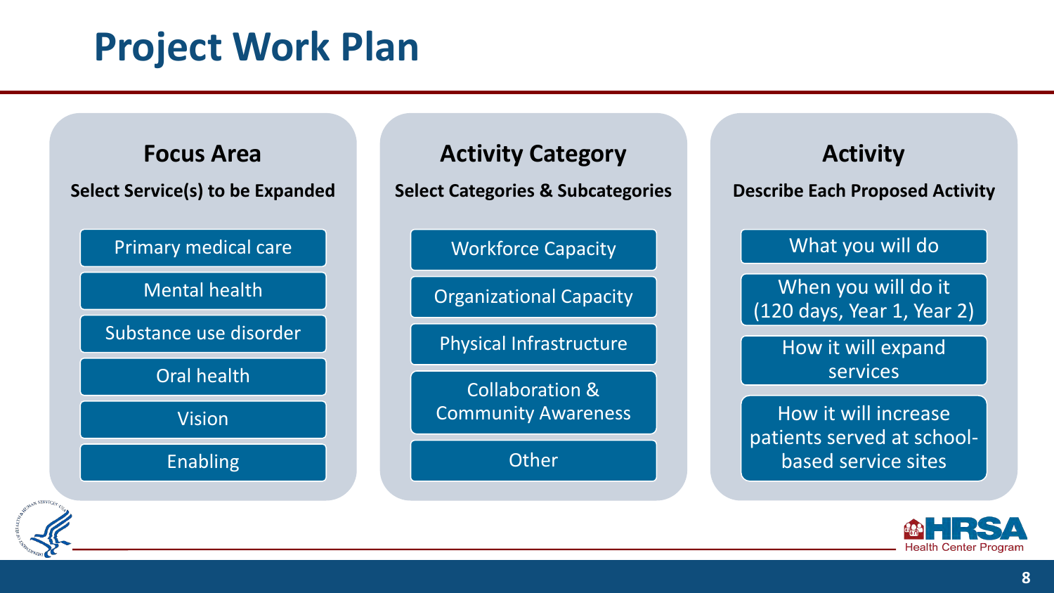# Project Work Plan

### Focus Area

**Select Service(s) to be Expanded**

- Primary medical care
- Mental health
- Substance use disorder
- Oral health
- Vision
- Enabling

### Activity Category

**Select Categories & Subcategories**

- Workforce Capacity
- Organizational Capacity
- Physical Infrastructure
- Collaboration & Community Awareness
- Other

### Activity

**Describe Each Proposed Activity**

- What you will do
- When you will do it (120 days, Year 1, Year 2)
- How it will expand services
- How it will increase patients served at school-based service sites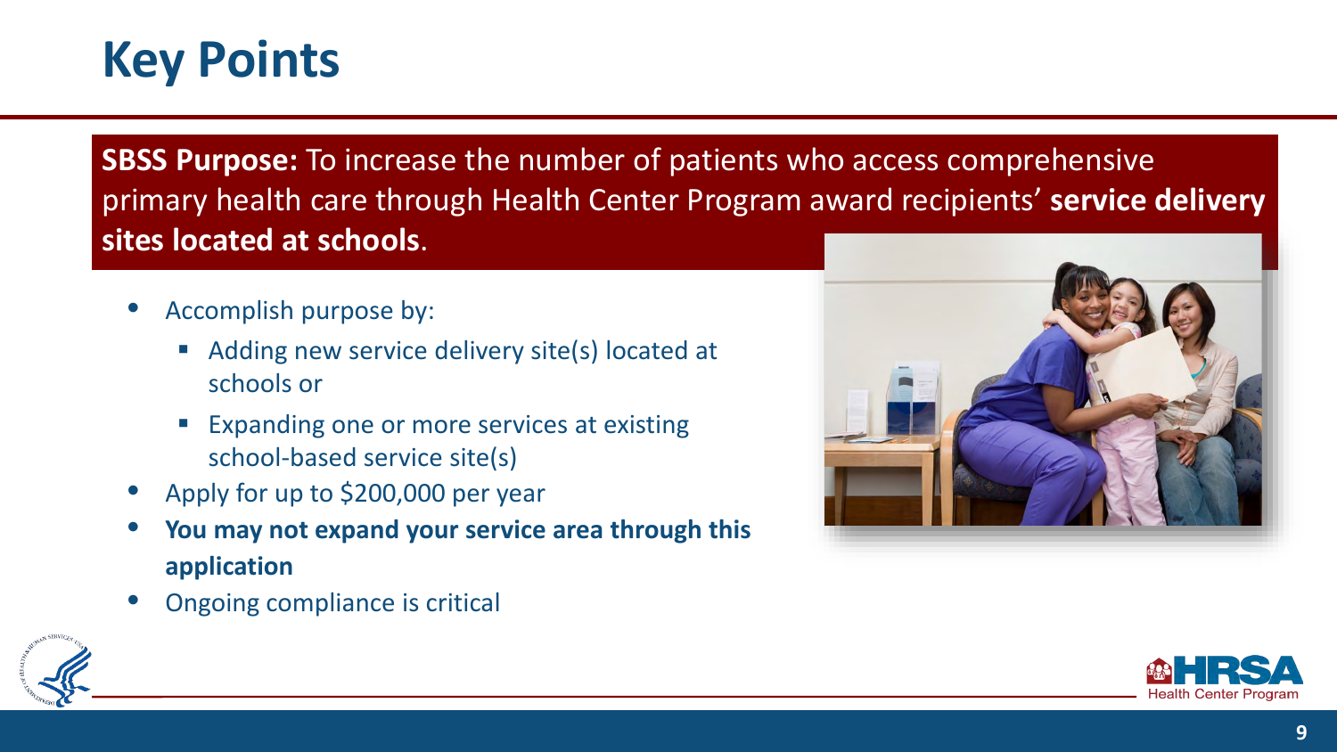# Key Points

**SBSS Purpose:** To increase the number of patients who access comprehensive primary health care through Health Center Program award recipients' **service delivery sites located at schools**.

- Accomplish purpose by:
  - Adding new service delivery site(s) located at schools or
  - Expanding one or more services at existing school-based service site(s)
- Apply for up to $200,000 per year
- **You may not expand your service area through this application**
- Ongoing compliance is critical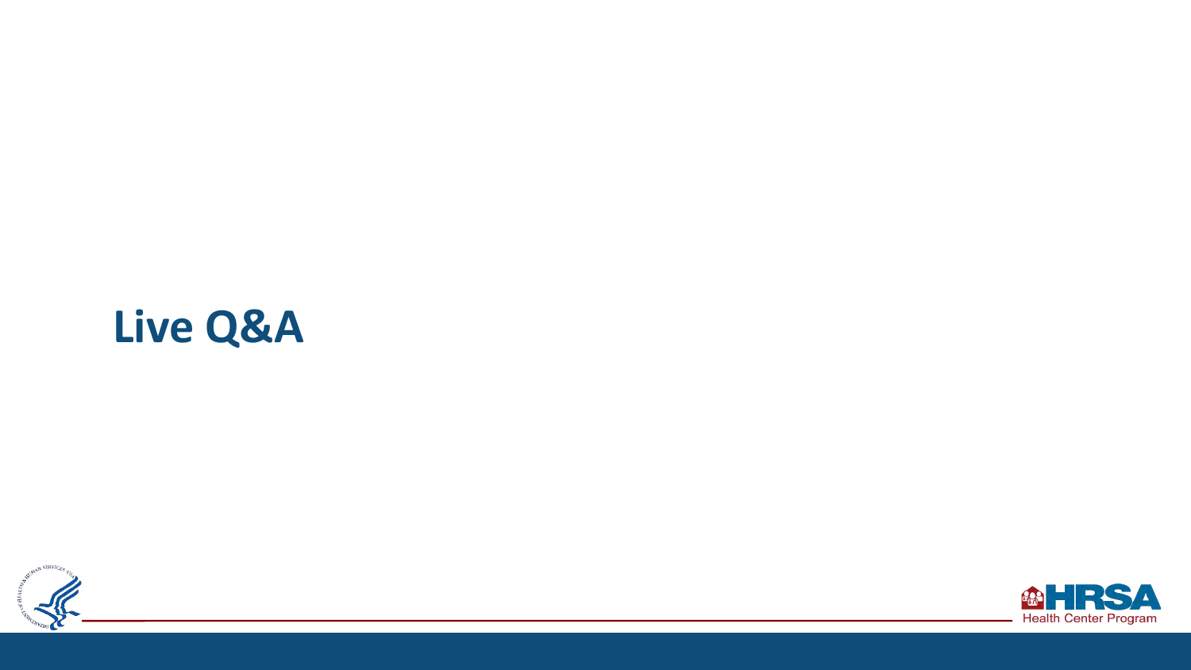# Live Q&A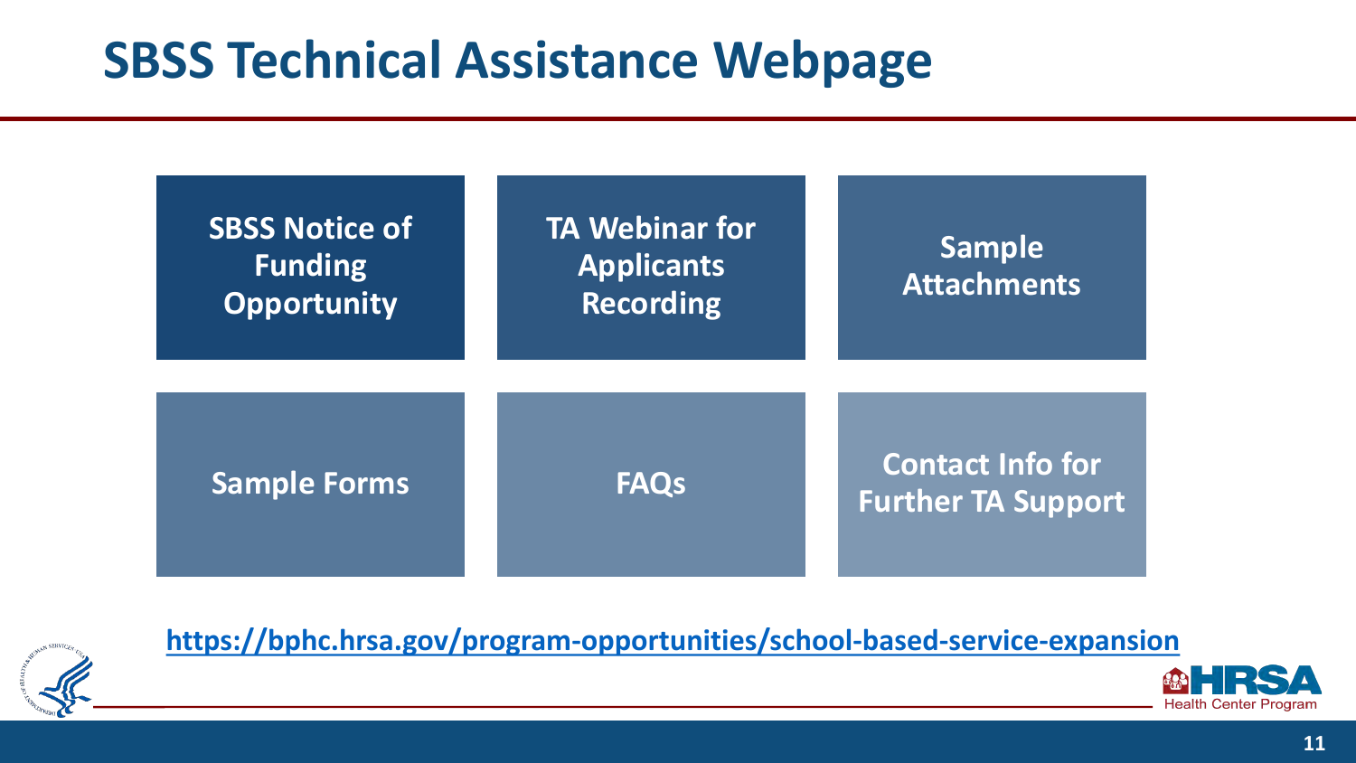# SBSS Technical Assistance Webpage

- SBSS Notice of Funding Opportunity
- TA Webinar for Applicants Recording
- Sample Attachments
- Sample Forms
- FAQs
- Contact Info for Further TA Support

https://bphc.hrsa.gov/program-opportunities/school-based-service-expansion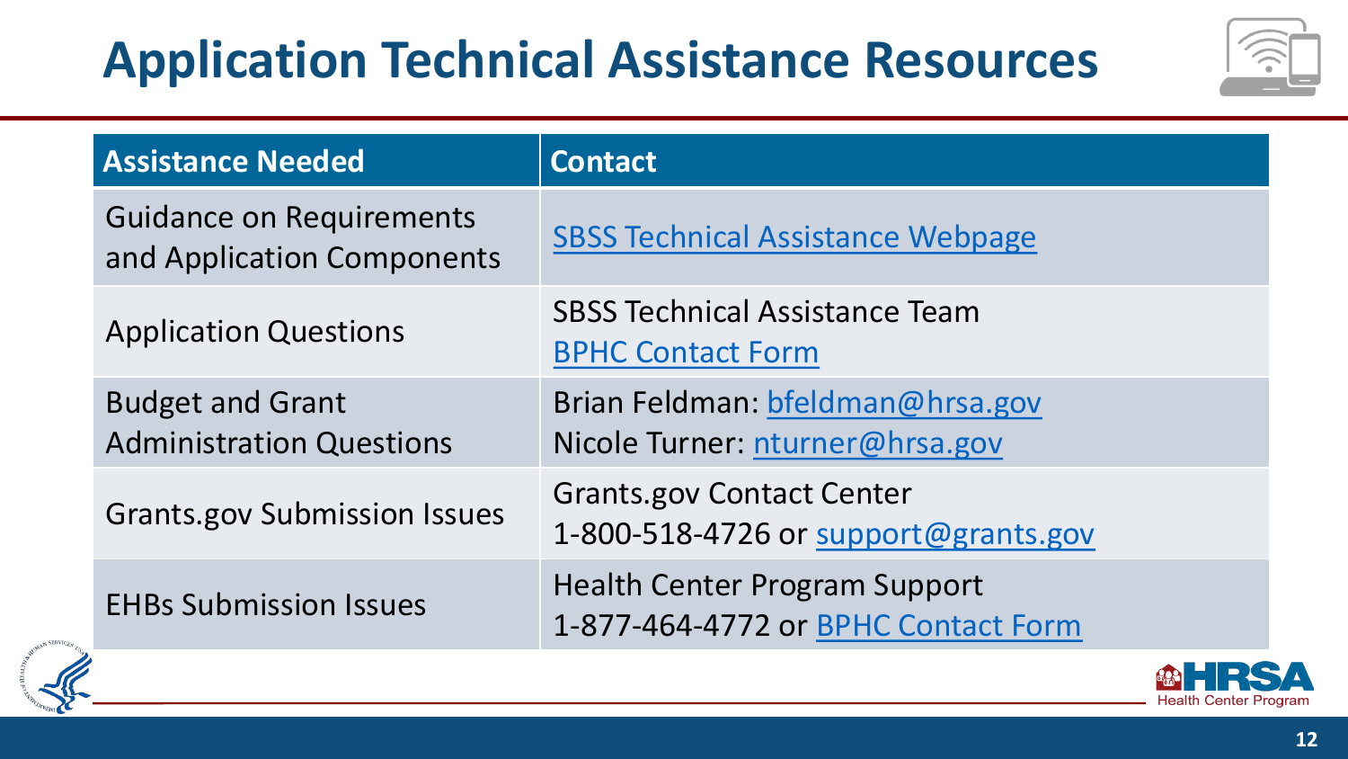# Application Technical Assistance Resources

| Assistance Needed | Contact |
| --- | --- |
| Guidance on Requirements and Application Components | SBSS Technical Assistance Webpage |
| Application Questions | SBSS Technical Assistance Team<br>BPHC Contact Form |
| Budget and Grant Administration Questions | Brian Feldman: bfeldman@hrsa.gov<br>Nicole Turner: nturner@hrsa.gov |
| Grants.gov Submission Issues | Grants.gov Contact Center<br>1-800-518-4726 or support@grants.gov |
| EHBs Submission Issues | Health Center Program Support<br>1-877-464-4772 or BPHC Contact Form |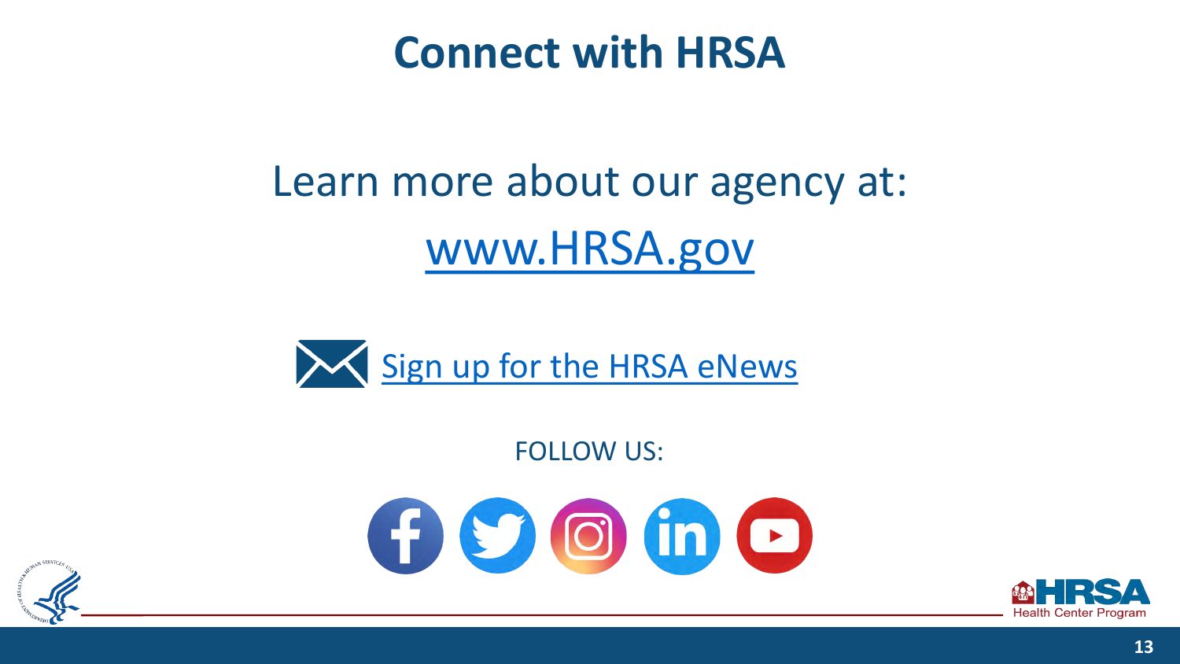# Connect with HRSA

Learn more about our agency at:

[www.HRSA.gov](http://www.HRSA.gov)

[Sign up for the HRSA eNews]()

FOLLOW US: